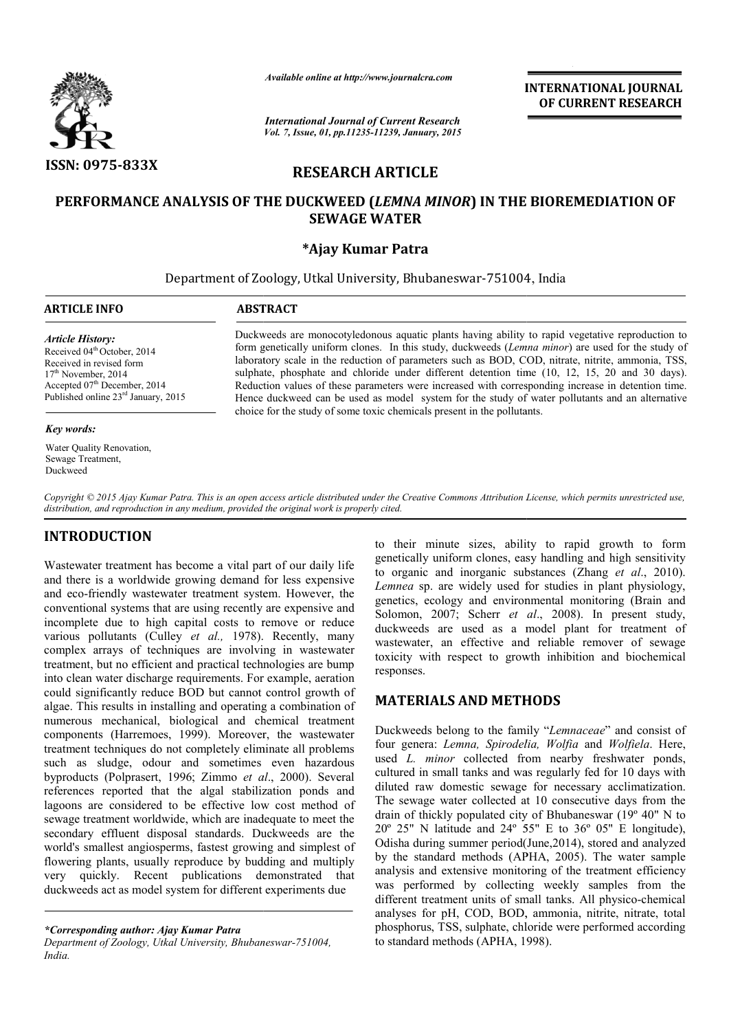# RESEARCH ARTICLE

## PERFORMANCE ANALYSIS OF THE DUCKWEED (*LEMNA MINOR*) IN THE BIOREMEDIATION OF SEWAGE WATER

**\*Ajay Kumar Patra**

Department of Zoology, Utkal University, Bhubaneswar-751004, India

**ARTICLE INFO**

*Article History:*
Received 04th October, 2014
Received in revised form
17th November, 2014
Accepted 07th December, 2014
Published online 23rd January, 2015

*Key words:*
Water Quality Renovation,
Sewage Treatment,
Duckweed

**ABSTRACT**

Duckweeds are monocotyledonous aquatic plants having ability to rapid vegetative reproduction to form genetically uniform clones. In this study, duckweeds (*Lemna minor*) are used for the study of laboratory scale in the reduction of parameters such as BOD, COD, nitrate, nitrite, ammonia, TSS, sulphate, phosphate and chloride under different detention time (10, 12, 15, 20 and 30 days). Reduction values of these parameters were increased with corresponding increase in detention time. Hence duckweed can be used as model system for the study of water pollutants and an alternative choice for the study of some toxic chemicals present in the pollutants.

*Copyright © 2015 Ajay Kumar Patra. This is an open access article distributed under the Creative Commons Attribution License, which permits unrestricted use, distribution, and reproduction in any medium, provided the original work is properly cited.*

## INTRODUCTION

Wastewater treatment has become a vital part of our daily life and there is a worldwide growing demand for less expensive and eco-friendly wastewater treatment system. However, the conventional systems that are using recently are expensive and incomplete due to high capital costs to remove or reduce various pollutants (Culley *et al.,* 1978). Recently, many complex arrays of techniques are involving in wastewater treatment, but no efficient and practical technologies are bump into clean water discharge requirements. For example, aeration could significantly reduce BOD but cannot control growth of algae. This results in installing and operating a combination of numerous mechanical, biological and chemical treatment components (Harremoes, 1999). Moreover, the wastewater treatment techniques do not completely eliminate all problems such as sludge, odour and sometimes even hazardous byproducts (Polprasert, 1996; Zimmo *et al*., 2000). Several references reported that the algal stabilization ponds and lagoons are considered to be effective low cost method of sewage treatment worldwide, which are inadequate to meet the secondary effluent disposal standards. Duckweeds are the world's smallest angiosperms, fastest growing and simplest of flowering plants, usually reproduce by budding and multiply very quickly. Recent publications demonstrated that duckweeds act as model system for different experiments due to their minute sizes, ability to rapid growth to form genetically uniform clones, easy handling and high sensitivity to organic and inorganic substances (Zhang *et al*., 2010). *Lemnea* sp. are widely used for studies in plant physiology, genetics, ecology and environmental monitoring (Brain and Solomon, 2007; Scherr *et al*., 2008). In present study, duckweeds are used as a model plant for treatment of wastewater, an effective and reliable remover of sewage toxicity with respect to growth inhibition and biochemical responses.

## MATERIALS AND METHODS

Duckweeds belong to the family "*Lemnaceae*" and consist of four genera: *Lemna, Spirodelia, Wolfia* and *Wolfiela*. Here, used *L. minor* collected from nearby freshwater ponds, cultured in small tanks and was regularly fed for 10 days with diluted raw domestic sewage for necessary acclimatization. The sewage water collected at 10 consecutive days from the drain of thickly populated city of Bhubaneswar (19º 40" N to 20º 25" N latitude and 24º 55" E to 36º 05" E longitude), Odisha during summer period(June,2014), stored and analyzed by the standard methods (APHA, 2005). The water sample analysis and extensive monitoring of the treatment efficiency was performed by collecting weekly samples from the different treatment units of small tanks. All physico-chemical analyses for pH, COD, BOD, ammonia, nitrite, nitrate, total phosphorus, TSS, sulphate, chloride were performed according to standard methods (APHA, 1998).

*\*Corresponding author: Ajay Kumar Patra*
*Department of Zoology, Utkal University, Bhubaneswar-751004, India.*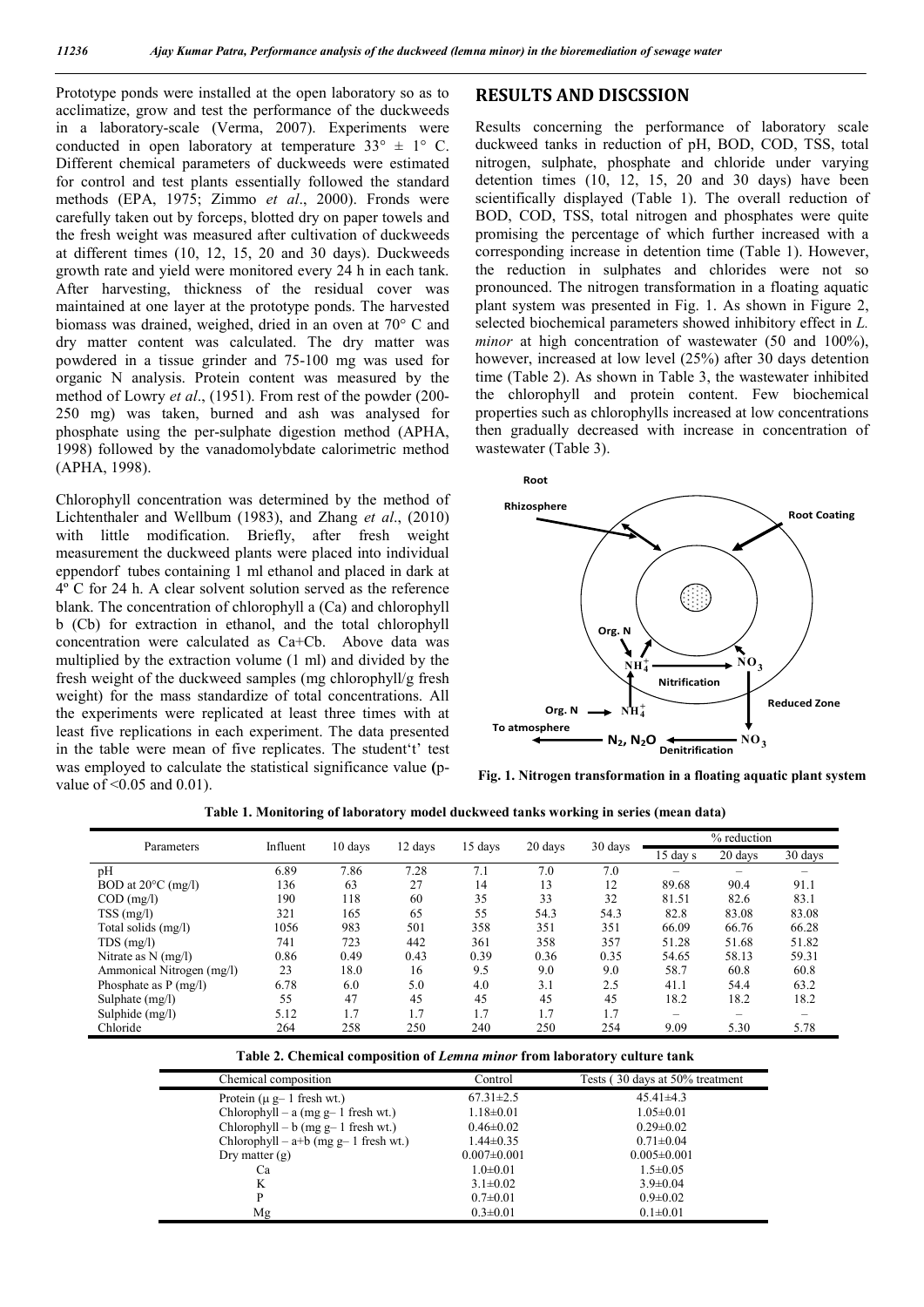Prototype ponds were installed at the open laboratory so as to acclimatize, grow and test the performance of the duckweeds in a laboratory-scale (Verma, 2007). Experiments were conducted in open laboratory at temperature 33° ± 1° C. Different chemical parameters of duckweeds were estimated for control and test plants essentially followed the standard methods (EPA, 1975; Zimmo *et al*., 2000). Fronds were carefully taken out by forceps, blotted dry on paper towels and the fresh weight was measured after cultivation of duckweeds at different times (10, 12, 15, 20 and 30 days). Duckweeds growth rate and yield were monitored every 24 h in each tank. After harvesting, thickness of the residual cover was maintained at one layer at the prototype ponds. The harvested biomass was drained, weighed, dried in an oven at 70° C and dry matter content was calculated. The dry matter was powdered in a tissue grinder and 75-100 mg was used for organic N analysis. Protein content was measured by the method of Lowry *et al*., (1951). From rest of the powder (200-250 mg) was taken, burned and ash was analysed for phosphate using the per-sulphate digestion method (APHA, 1998) followed by the vanadomolybdate calorimetric method (APHA, 1998).

Chlorophyll concentration was determined by the method of Lichtenthaler and Wellbum (1983), and Zhang *et al*., (2010) with little modification. Briefly, after fresh weight measurement the duckweed plants were placed into individual eppendorf tubes containing 1 ml ethanol and placed in dark at 4º C for 24 h. A clear solvent solution served as the reference blank. The concentration of chlorophyll a (Ca) and chlorophyll b (Cb) for extraction in ethanol, and the total chlorophyll concentration were calculated as Ca+Cb. Above data was multiplied by the extraction volume (1 ml) and divided by the fresh weight of the duckweed samples (mg chlorophyll/g fresh weight) for the mass standardize of total concentrations. All the experiments were replicated at least three times with at least five replications in each experiment. The data presented in the table were mean of five replicates. The student't' test was employed to calculate the statistical significance value (p-value of <0.05 and 0.01).

## RESULTS AND DISCSSION

Results concerning the performance of laboratory scale duckweed tanks in reduction of pH, BOD, COD, TSS, total nitrogen, sulphate, phosphate and chloride under varying detention times (10, 12, 15, 20 and 30 days) have been scientifically displayed (Table 1). The overall reduction of BOD, COD, TSS, total nitrogen and phosphates were quite promising the percentage of which further increased with a corresponding increase in detention time (Table 1). However, the reduction in sulphates and chlorides were not so pronounced. The nitrogen transformation in a floating aquatic plant system was presented in Fig. 1. As shown in Figure 2, selected biochemical parameters showed inhibitory effect in *L. minor* at high concentration of wastewater (50 and 100%), however, increased at low level (25%) after 30 days detention time (Table 2). As shown in Table 3, the wastewater inhibited the chlorophyll and protein content. Few biochemical properties such as chlorophylls increased at low concentrations then gradually decreased with increase in concentration of wastewater (Table 3).

**Fig. 1. Nitrogen transformation in a floating aquatic plant system**

**Table 1. Monitoring of laboratory model duckweed tanks working in series (mean data)**

| Parameters | Influent | 10 days | 12 days | 15 days | 20 days | 30 days | % reduction | | |
|---|---|---|---|---|---|---|---|---|---|
| | | | | | | | 15 day s | 20 days | 30 days |
| pH | 6.89 | 7.86 | 7.28 | 7.1 | 7.0 | 7.0 | – | – | – |
| BOD at 20°C (mg/l) | 136 | 63 | 27 | 14 | 13 | 12 | 89.68 | 90.4 | 91.1 |
| COD (mg/l) | 190 | 118 | 60 | 35 | 33 | 32 | 81.51 | 82.6 | 83.1 |
| TSS (mg/l) | 321 | 165 | 65 | 55 | 54.3 | 54.3 | 82.8 | 83.08 | 83.08 |
| Total solids (mg/l) | 1056 | 983 | 501 | 358 | 351 | 351 | 66.09 | 66.76 | 66.28 |
| TDS (mg/l) | 741 | 723 | 442 | 361 | 358 | 357 | 51.28 | 51.68 | 51.82 |
| Nitrate as N (mg/l) | 0.86 | 0.49 | 0.43 | 0.39 | 0.36 | 0.35 | 54.65 | 58.13 | 59.31 |
| Ammonical Nitrogen (mg/l) | 23 | 18.0 | 16 | 9.5 | 9.0 | 9.0 | 58.7 | 60.8 | 60.8 |
| Phosphate as P (mg/l) | 6.78 | 6.0 | 5.0 | 4.0 | 3.1 | 2.5 | 41.1 | 54.4 | 63.2 |
| Sulphate (mg/l) | 55 | 47 | 45 | 45 | 45 | 45 | 18.2 | 18.2 | 18.2 |
| Sulphide (mg/l) | 5.12 | 1.7 | 1.7 | 1.7 | 1.7 | 1.7 | – | – | – |
| Chloride | 264 | 258 | 250 | 240 | 250 | 254 | 9.09 | 5.30 | 5.78 |

**Table 2. Chemical composition of *Lemna minor* from laboratory culture tank**

| Chemical composition | Control | Tests ( 30 days at 50% treatment |
|---|---|---|
| Protein (μ g– 1 fresh wt.) | 67.31±2.5 | 45.41±4.3 |
| Chlorophyll – a (mg g– 1 fresh wt.) | 1.18±0.01 | 1.05±0.01 |
| Chlorophyll – b (mg g– 1 fresh wt.) | 0.46±0.02 | 0.29±0.02 |
| Chlorophyll – a+b (mg g– 1 fresh wt.) | 1.44±0.35 | 0.71±0.04 |
| Dry matter (g) | 0.007±0.001 | 0.005±0.001 |
| Ca | 1.0±0.01 | 1.5±0.05 |
| K | 3.1±0.02 | 3.9±0.04 |
| P | 0.7±0.01 | 0.9±0.02 |
| Mg | 0.3±0.01 | 0.1±0.01 |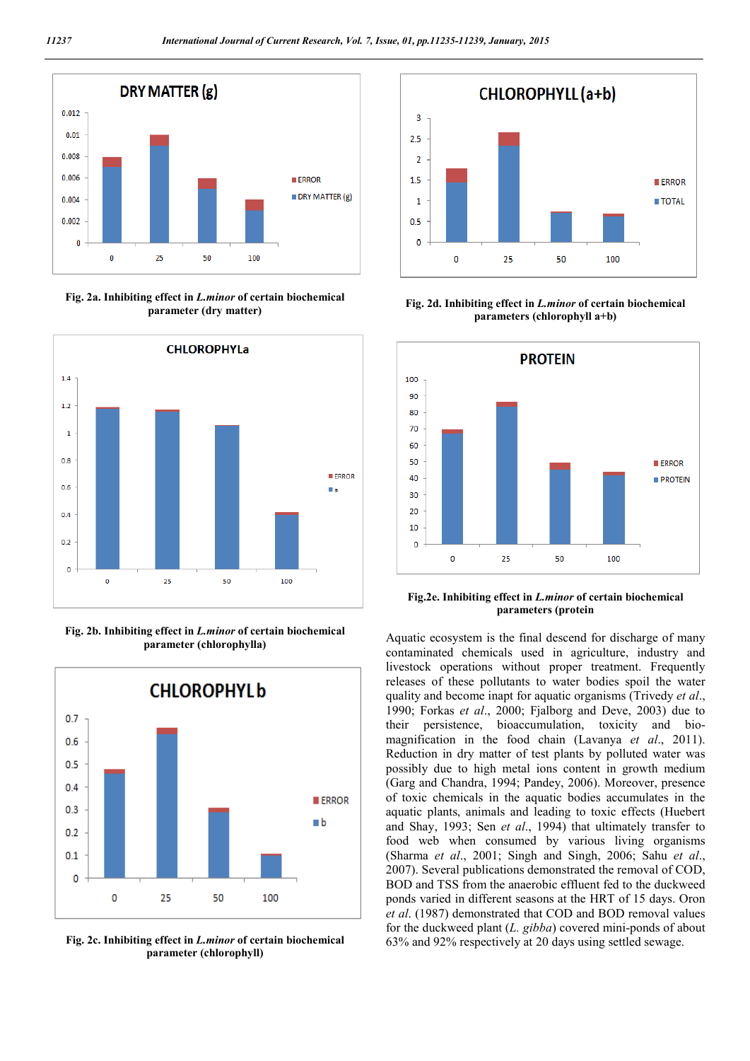Fig. 2a. Inhibiting effect in *L.minor* of certain biochemical parameter (dry matter)

Fig. 2b. Inhibiting effect in *L.minor* of certain biochemical parameter (chlorophylla)

Fig. 2c. Inhibiting effect in *L.minor* of certain biochemical parameter (chlorophyll)

Fig. 2d. Inhibiting effect in *L.minor* of certain biochemical parameters (chlorophyll a+b)

Fig.2e. Inhibiting effect in *L.minor* of certain biochemical parameters (protein

Aquatic ecosystem is the final descend for discharge of many contaminated chemicals used in agriculture, industry and livestock operations without proper treatment. Frequently releases of these pollutants to water bodies spoil the water quality and become inapt for aquatic organisms (Trivedy *et al*., 1990; Forkas *et al*., 2000; Fjalborg and Deve, 2003) due to their persistence, bioaccumulation, toxicity and bio-magnification in the food chain (Lavanya *et al*., 2011). Reduction in dry matter of test plants by polluted water was possibly due to high metal ions content in growth medium (Garg and Chandra, 1994; Pandey, 2006). Moreover, presence of toxic chemicals in the aquatic bodies accumulates in the aquatic plants, animals and leading to toxic effects (Huebert and Shay, 1993; Sen *et al*., 1994) that ultimately transfer to food web when consumed by various living organisms (Sharma *et al*., 2001; Singh and Singh, 2006; Sahu *et al*., 2007). Several publications demonstrated the removal of COD, BOD and TSS from the anaerobic effluent fed to the duckweed ponds varied in different seasons at the HRT of 15 days. Oron *et al*. (1987) demonstrated that COD and BOD removal values for the duckweed plant (*L. gibba*) covered mini-ponds of about 63% and 92% respectively at 20 days using settled sewage.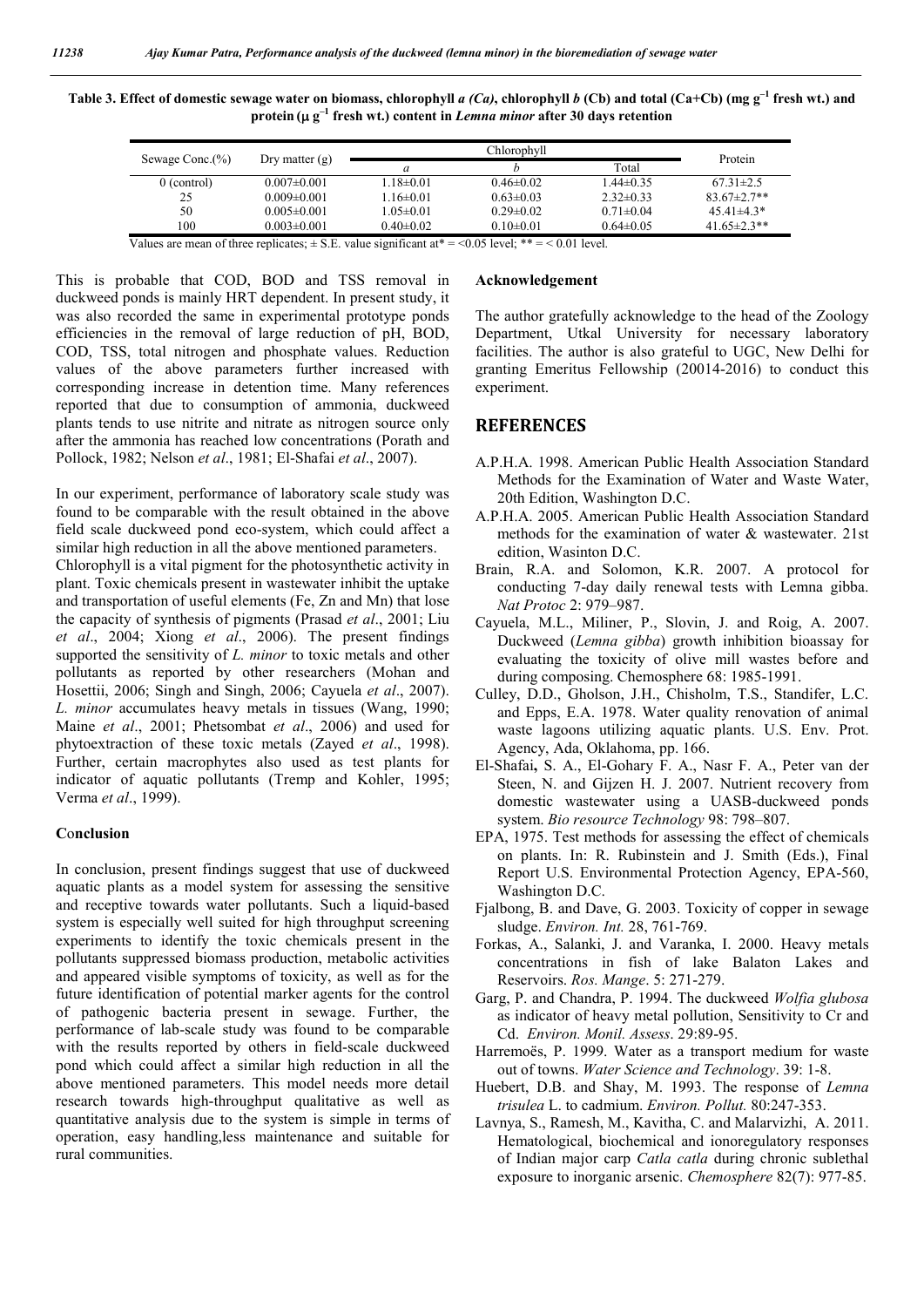**Table 3. Effect of domestic sewage water on biomass, chlorophyll *a (Ca)*, chlorophyll *b* (Cb) and total (Ca+Cb) (mg $g^{-1}$ fresh wt.) and protein (μ $g^{-1}$ fresh wt.) content in *Lemna minor* after 30 days retention**

| Sewage Conc.(%) | Dry matter (g) | Chlorophyll | | | Protein |
|---|---|---|---|---|---|
| | | *a* | *b* | Total | |
| 0 (control) | 0.007±0.001 | 1.18±0.01 | 0.46±0.02 | 1.44±0.35 | 67.31±2.5 |
| 25 | 0.009±0.001 | 1.16±0.01 | 0.63±0.03 | 2.32±0.33 | 83.67±2.7** |
| 50 | 0.005±0.001 | 1.05±0.01 | 0.29±0.02 | 0.71±0.04 | 45.41±4.3* |
| 100 | 0.003±0.001 | 0.40±0.02 | 0.10±0.01 | 0.64±0.05 | 41.65±2.3** |

Values are mean of three replicates; ± S.E. value significant at* = <0.05 level; ** = < 0.01 level.

This is probable that COD, BOD and TSS removal in duckweed ponds is mainly HRT dependent. In present study, it was also recorded the same in experimental prototype ponds efficiencies in the removal of large reduction of pH, BOD, COD, TSS, total nitrogen and phosphate values. Reduction values of the above parameters further increased with corresponding increase in detention time. Many references reported that due to consumption of ammonia, duckweed plants tends to use nitrite and nitrate as nitrogen source only after the ammonia has reached low concentrations (Porath and Pollock, 1982; Nelson *et al*., 1981; El-Shafai *et al*., 2007).

In our experiment, performance of laboratory scale study was found to be comparable with the result obtained in the above field scale duckweed pond eco-system, which could affect a similar high reduction in all the above mentioned parameters. Chlorophyll is a vital pigment for the photosynthetic activity in plant. Toxic chemicals present in wastewater inhibit the uptake and transportation of useful elements (Fe, Zn and Mn) that lose the capacity of synthesis of pigments (Prasad *et al*., 2001; Liu *et al*., 2004; Xiong *et al*., 2006). The present findings supported the sensitivity of *L. minor* to toxic metals and other pollutants as reported by other researchers (Mohan and Hosettii, 2006; Singh and Singh, 2006; Cayuela *et al*., 2007). *L. minor* accumulates heavy metals in tissues (Wang, 1990; Maine *et al*., 2001; Phetsombat *et al*., 2006) and used for phytoextraction of these toxic metals (Zayed *et al*., 1998). Further, certain macrophytes also used as test plants for indicator of aquatic pollutants (Tremp and Kohler, 1995; Verma *et al*., 1999).

**Conclusion**

In conclusion, present findings suggest that use of duckweed aquatic plants as a model system for assessing the sensitive and receptive towards water pollutants. Such a liquid-based system is especially well suited for high throughput screening experiments to identify the toxic chemicals present in the pollutants suppressed biomass production, metabolic activities and appeared visible symptoms of toxicity, as well as for the future identification of potential marker agents for the control of pathogenic bacteria present in sewage. Further, the performance of lab-scale study was found to be comparable with the results reported by others in field-scale duckweed pond which could affect a similar high reduction in all the above mentioned parameters. This model needs more detail research towards high-throughput qualitative as well as quantitative analysis due to the system is simple in terms of operation, easy handling,less maintenance and suitable for rural communities.

**Acknowledgement**

The author gratefully acknowledge to the head of the Zoology Department, Utkal University for necessary laboratory facilities. The author is also grateful to UGC, New Delhi for granting Emeritus Fellowship (20014-2016) to conduct this experiment.

## REFERENCES

- A.P.H.A. 1998. American Public Health Association Standard Methods for the Examination of Water and Waste Water, 20th Edition, Washington D.C.
- A.P.H.A. 2005. American Public Health Association Standard methods for the examination of water & wastewater. 21st edition, Wasinton D.C.
- Brain, R.A. and Solomon, K.R. 2007. A protocol for conducting 7-day daily renewal tests with Lemna gibba. *Nat Protoc* 2: 979–987.
- Cayuela, M.L., Miliner, P., Slovin, J. and Roig, A. 2007. Duckweed (*Lemna gibba*) growth inhibition bioassay for evaluating the toxicity of olive mill wastes before and during composing. Chemosphere 68: 1985-1991.
- Culley, D.D., Gholson, J.H., Chisholm, T.S., Standifer, L.C. and Epps, E.A. 1978. Water quality renovation of animal waste lagoons utilizing aquatic plants. U.S. Env. Prot. Agency, Ada, Oklahoma, pp. 166.
- El-Shafai**,** S. A., El-Gohary F. A., Nasr F. A., Peter van der Steen, N. and Gijzen H. J. 2007. Nutrient recovery from domestic wastewater using a UASB-duckweed ponds system. *Bio resource Technology* 98: 798–807.
- EPA, 1975. Test methods for assessing the effect of chemicals on plants. In: R. Rubinstein and J. Smith (Eds.), Final Report U.S. Environmental Protection Agency, EPA-560, Washington D.C.
- Fjalbong, B. and Dave, G. 2003. Toxicity of copper in sewage sludge. *Environ. Int.* 28, 761-769.
- Forkas, A., Salanki, J. and Varanka, I. 2000. Heavy metals concentrations in fish of lake Balaton Lakes and Reservoirs. *Ros. Mange*. 5: 271-279.
- Garg, P. and Chandra, P. 1994. The duckweed *Wolfia glubosa* as indicator of heavy metal pollution, Sensitivity to Cr and Cd. *Environ. Monil. Assess*. 29:89-95.
- Harremoës, P. 1999. Water as a transport medium for waste out of towns. *Water Science and Technology*. 39: 1-8.
- Huebert, D.B. and Shay, M. 1993. The response of *Lemna trisulea* L. to cadmium. *Environ. Pollut.* 80:247-353.
- Lavnya, S., Ramesh, M., Kavitha, C. and Malarvizhi, A. 2011. Hematological, biochemical and ionoregulatory responses of Indian major carp *Catla catla* during chronic sublethal exposure to inorganic arsenic. *Chemosphere* 82(7): 977-85.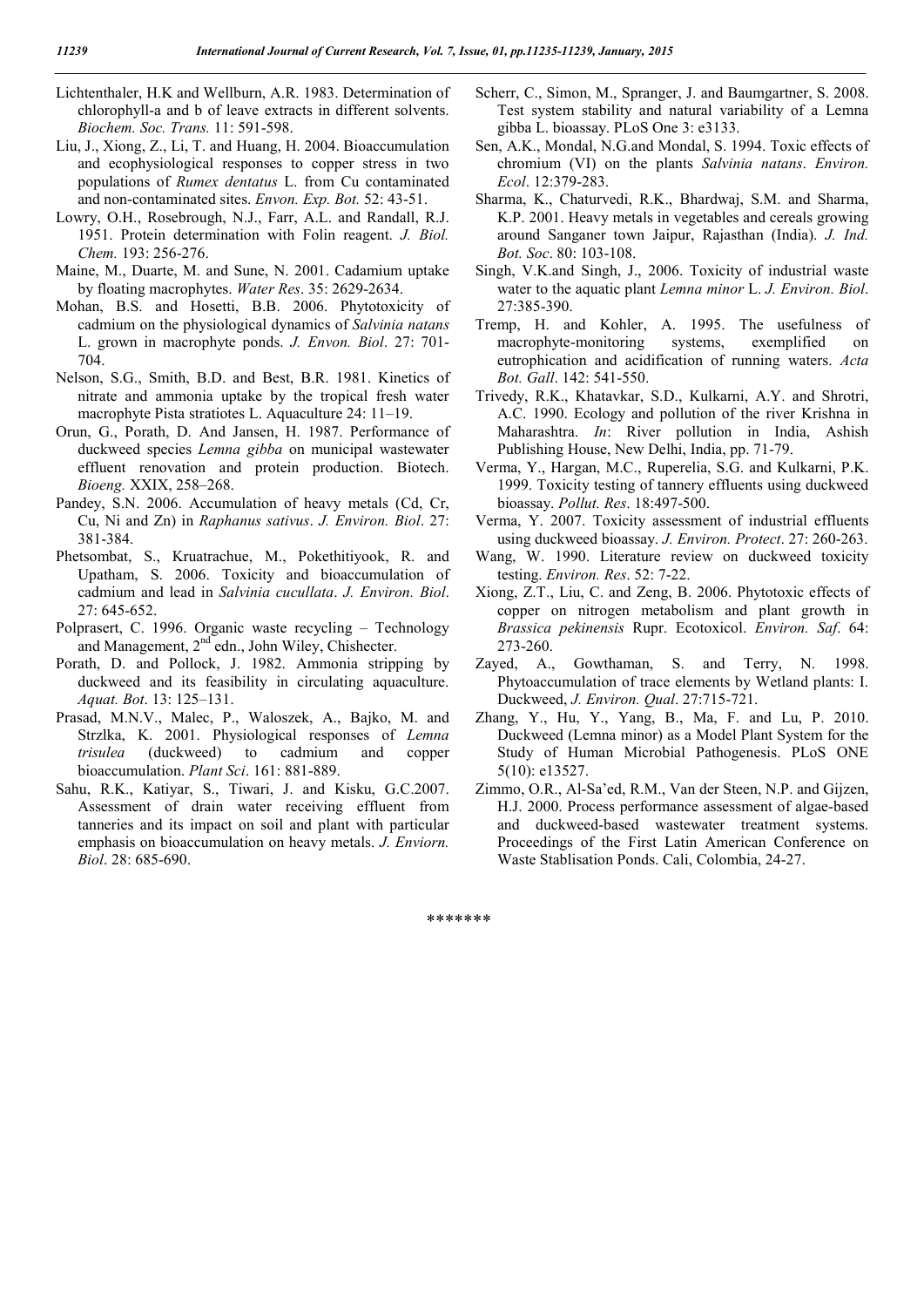Lichtenthaler, H.K and Wellburn, A.R. 1983. Determination of chlorophyll-a and b of leave extracts in different solvents. *Biochem. Soc. Trans.* 11: 591-598.

Liu, J., Xiong, Z., Li, T. and Huang, H. 2004. Bioaccumulation and ecophysiological responses to copper stress in two populations of *Rumex dentatus* L. from Cu contaminated and non-contaminated sites. *Envon. Exp. Bot.* 52: 43-51.

Lowry, O.H., Rosebrough, N.J., Farr, A.L. and Randall, R.J. 1951. Protein determination with Folin reagent. *J. Biol. Chem.* 193: 256-276.

Maine, M., Duarte, M. and Sune, N. 2001. Cadamium uptake by floating macrophytes. *Water Res*. 35: 2629-2634.

Mohan, B.S. and Hosetti, B.B. 2006. Phytotoxicity of cadmium on the physiological dynamics of *Salvinia natans* L. grown in macrophyte ponds. *J. Envon. Biol*. 27: 701-704.

Nelson, S.G., Smith, B.D. and Best, B.R. 1981. Kinetics of nitrate and ammonia uptake by the tropical fresh water macrophyte Pista stratiotes L. Aquaculture 24: 11–19.

Orun, G., Porath, D. And Jansen, H. 1987. Performance of duckweed species *Lemna gibba* on municipal wastewater effluent renovation and protein production. Biotech. *Bioeng.* XXIX, 258–268.

Pandey, S.N. 2006. Accumulation of heavy metals (Cd, Cr, Cu, Ni and Zn) in *Raphanus sativus*. *J. Environ. Biol*. 27: 381-384.

Phetsombat, S., Kruatrachue, M., Pokethitiyook, R. and Upatham, S. 2006. Toxicity and bioaccumulation of cadmium and lead in *Salvinia cucullata*. *J. Environ. Biol*. 27: 645-652.

Polprasert, C. 1996. Organic waste recycling – Technology and Management, 2nd edn., John Wiley, Chishecter.

Porath, D. and Pollock, J. 1982. Ammonia stripping by duckweed and its feasibility in circulating aquaculture. *Aquat. Bot*. 13: 125–131.

Prasad, M.N.V., Malec, P., Waloszek, A., Bajko, M. and Strzlka, K. 2001. Physiological responses of *Lemna trisulea* (duckweed) to cadmium and copper bioaccumulation. *Plant Sci*. 161: 881-889.

Sahu, R.K., Katiyar, S., Tiwari, J. and Kisku, G.C.2007. Assessment of drain water receiving effluent from tanneries and its impact on soil and plant with particular emphasis on bioaccumulation on heavy metals. *J. Enviorn. Biol*. 28: 685-690.

Scherr, C., Simon, M., Spranger, J. and Baumgartner, S. 2008. Test system stability and natural variability of a Lemna gibba L. bioassay. PLoS One 3: e3133.

Sen, A.K., Mondal, N.G.and Mondal, S. 1994. Toxic effects of chromium (VI) on the plants *Salvinia natans*. *Environ. Ecol*. 12:379-283.

Sharma, K., Chaturvedi, R.K., Bhardwaj, S.M. and Sharma, K.P. 2001. Heavy metals in vegetables and cereals growing around Sanganer town Jaipur, Rajasthan (India). *J. Ind. Bot. Soc*. 80: 103-108.

Singh, V.K.and Singh, J., 2006. Toxicity of industrial waste water to the aquatic plant *Lemna minor* L. *J. Environ. Biol*. 27:385-390.

Tremp, H. and Kohler, A. 1995. The usefulness of macrophyte-monitoring systems, exemplified on eutrophication and acidification of running waters. *Acta Bot. Gall*. 142: 541-550.

Trivedy, R.K., Khatavkar, S.D., Kulkarni, A.Y. and Shrotri, A.C. 1990. Ecology and pollution of the river Krishna in Maharashtra. *In*: River pollution in India, Ashish Publishing House, New Delhi, India, pp. 71-79.

Verma, Y., Hargan, M.C., Ruperelia, S.G. and Kulkarni, P.K. 1999. Toxicity testing of tannery effluents using duckweed bioassay. *Pollut. Res*. 18:497-500.

Verma, Y. 2007. Toxicity assessment of industrial effluents using duckweed bioassay. *J. Environ. Protect*. 27: 260-263.

Wang, W. 1990. Literature review on duckweed toxicity testing. *Environ. Res*. 52: 7-22.

Xiong, Z.T., Liu, C. and Zeng, B. 2006. Phytotoxic effects of copper on nitrogen metabolism and plant growth in *Brassica pekinensis* Rupr. Ecotoxicol. *Environ. Saf*. 64: 273-260.

Zayed, A., Gowthaman, S. and Terry, N. 1998. Phytoaccumulation of trace elements by Wetland plants: I. Duckweed, *J. Environ. Qual*. 27:715-721.

Zhang, Y., Hu, Y., Yang, B., Ma, F. and Lu, P. 2010. Duckweed (Lemna minor) as a Model Plant System for the Study of Human Microbial Pathogenesis. PLoS ONE 5(10): e13527.

Zimmo, O.R., Al-Sa'ed, R.M., Van der Steen, N.P. and Gijzen, H.J. 2000. Process performance assessment of algae-based and duckweed-based wastewater treatment systems. Proceedings of the First Latin American Conference on Waste Stablisation Ponds. Cali, Colombia, 24-27.

*******